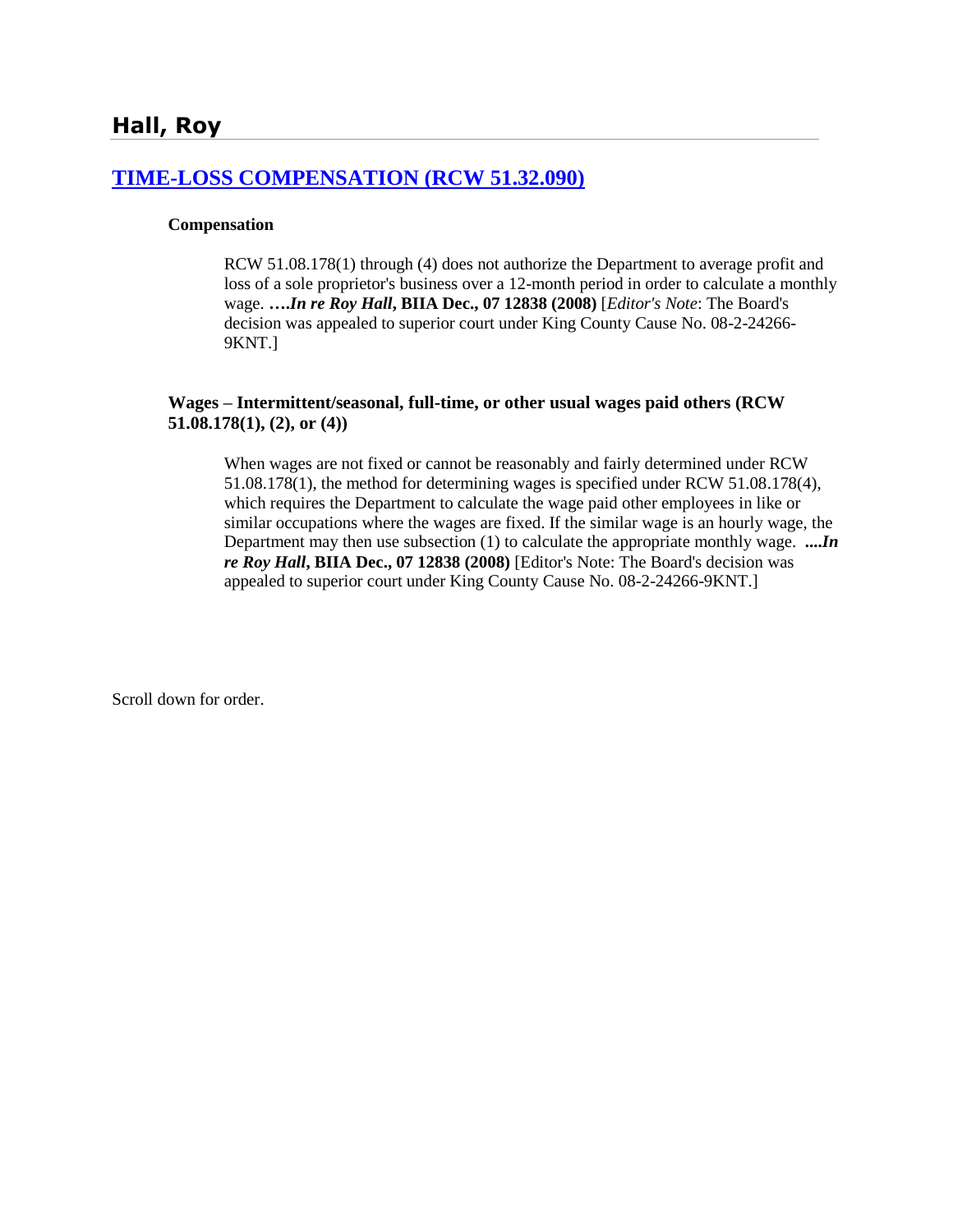## Hall, Roy

### [TIME-LOSS COMPENSATION (RCW 51.32.090)]()

**Compensation**

RCW 51.08.178(1) through (4) does not authorize the Department to average profit and loss of a sole proprietor's business over a 12-month period in order to calculate a monthly wage. ***….In re Roy Hall*, BIIA Dec., 07 12838 (2008)** [*Editor's Note*: The Board's decision was appealed to superior court under King County Cause No. 08-2-24266-9KNT.]

**Wages – Intermittent/seasonal, full-time, or other usual wages paid others (RCW 51.08.178(1), (2), or (4))**

When wages are not fixed or cannot be reasonably and fairly determined under RCW 51.08.178(1), the method for determining wages is specified under RCW 51.08.178(4), which requires the Department to calculate the wage paid other employees in like or similar occupations where the wages are fixed. If the similar wage is an hourly wage, the Department may then use subsection (1) to calculate the appropriate monthly wage. ***....In re Roy Hall*, BIIA Dec., 07 12838 (2008)** [Editor's Note: The Board's decision was appealed to superior court under King County Cause No. 08-2-24266-9KNT.]

Scroll down for order.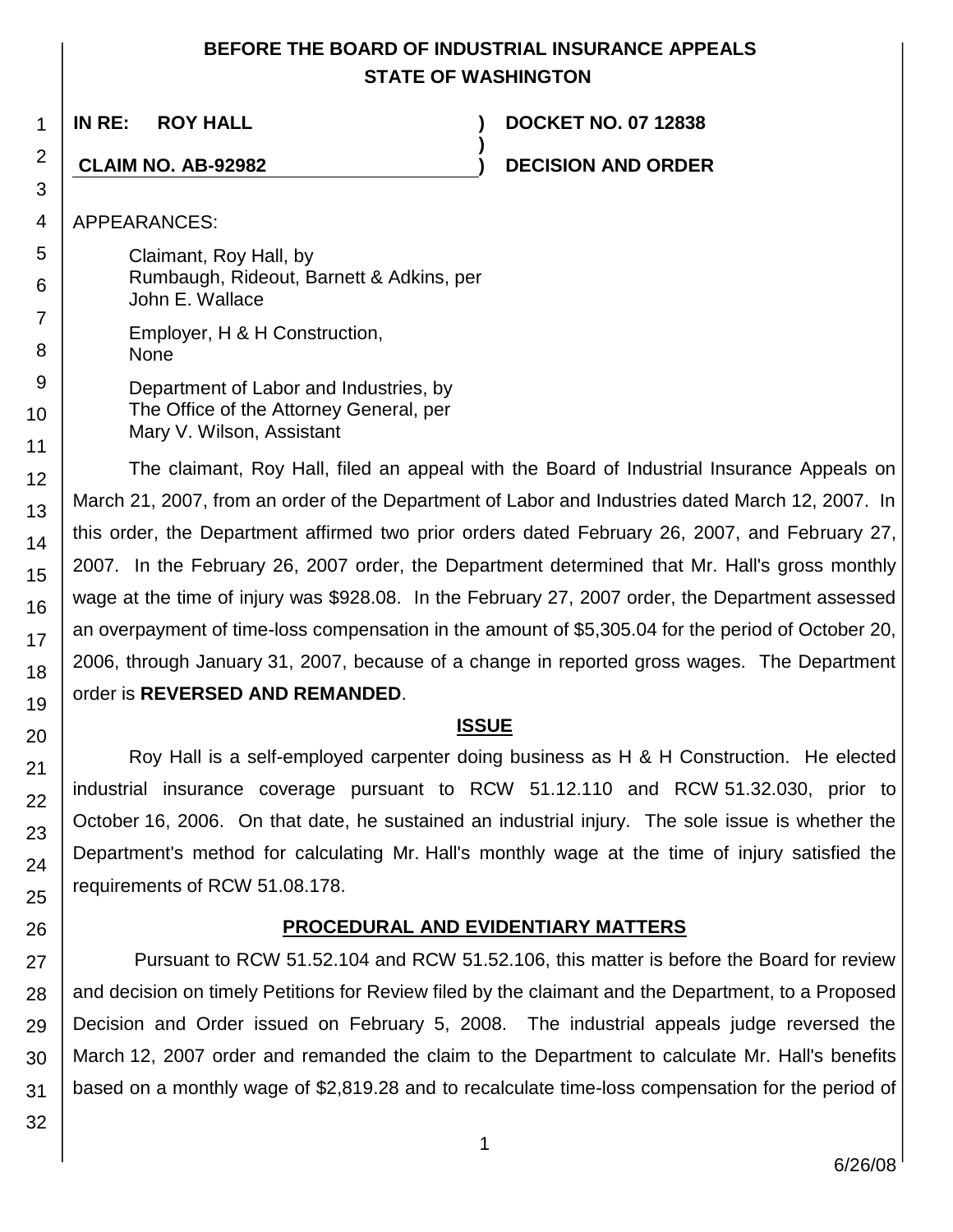**BEFORE THE BOARD OF INDUSTRIAL INSURANCE APPEALS**
**STATE OF WASHINGTON**

**IN RE: ROY HALL** ) **DOCKET NO. 07 12838**
)
**CLAIM NO. AB-92982** ) **DECISION AND ORDER**

APPEARANCES:

Claimant, Roy Hall, by
Rumbaugh, Rideout, Barnett & Adkins, per
John E. Wallace

Employer, H & H Construction,
None

Department of Labor and Industries, by
The Office of the Attorney General, per
Mary V. Wilson, Assistant

The claimant, Roy Hall, filed an appeal with the Board of Industrial Insurance Appeals on March 21, 2007, from an order of the Department of Labor and Industries dated March 12, 2007. In this order, the Department affirmed two prior orders dated February 26, 2007, and February 27, 2007. In the February 26, 2007 order, the Department determined that Mr. Hall's gross monthly wage at the time of injury was $928.08. In the February 27, 2007 order, the Department assessed an overpayment of time-loss compensation in the amount of $5,305.04 for the period of October 20, 2006, through January 31, 2007, because of a change in reported gross wages. The Department order is **REVERSED AND REMANDED**.

## ISSUE

Roy Hall is a self-employed carpenter doing business as H & H Construction. He elected industrial insurance coverage pursuant to RCW 51.12.110 and RCW 51.32.030, prior to October 16, 2006. On that date, he sustained an industrial injury. The sole issue is whether the Department's method for calculating Mr. Hall's monthly wage at the time of injury satisfied the requirements of RCW 51.08.178.

## PROCEDURAL AND EVIDENTIARY MATTERS

Pursuant to RCW 51.52.104 and RCW 51.52.106, this matter is before the Board for review and decision on timely Petitions for Review filed by the claimant and the Department, to a Proposed Decision and Order issued on February 5, 2008. The industrial appeals judge reversed the March 12, 2007 order and remanded the claim to the Department to calculate Mr. Hall's benefits based on a monthly wage of $2,819.28 and to recalculate time-loss compensation for the period of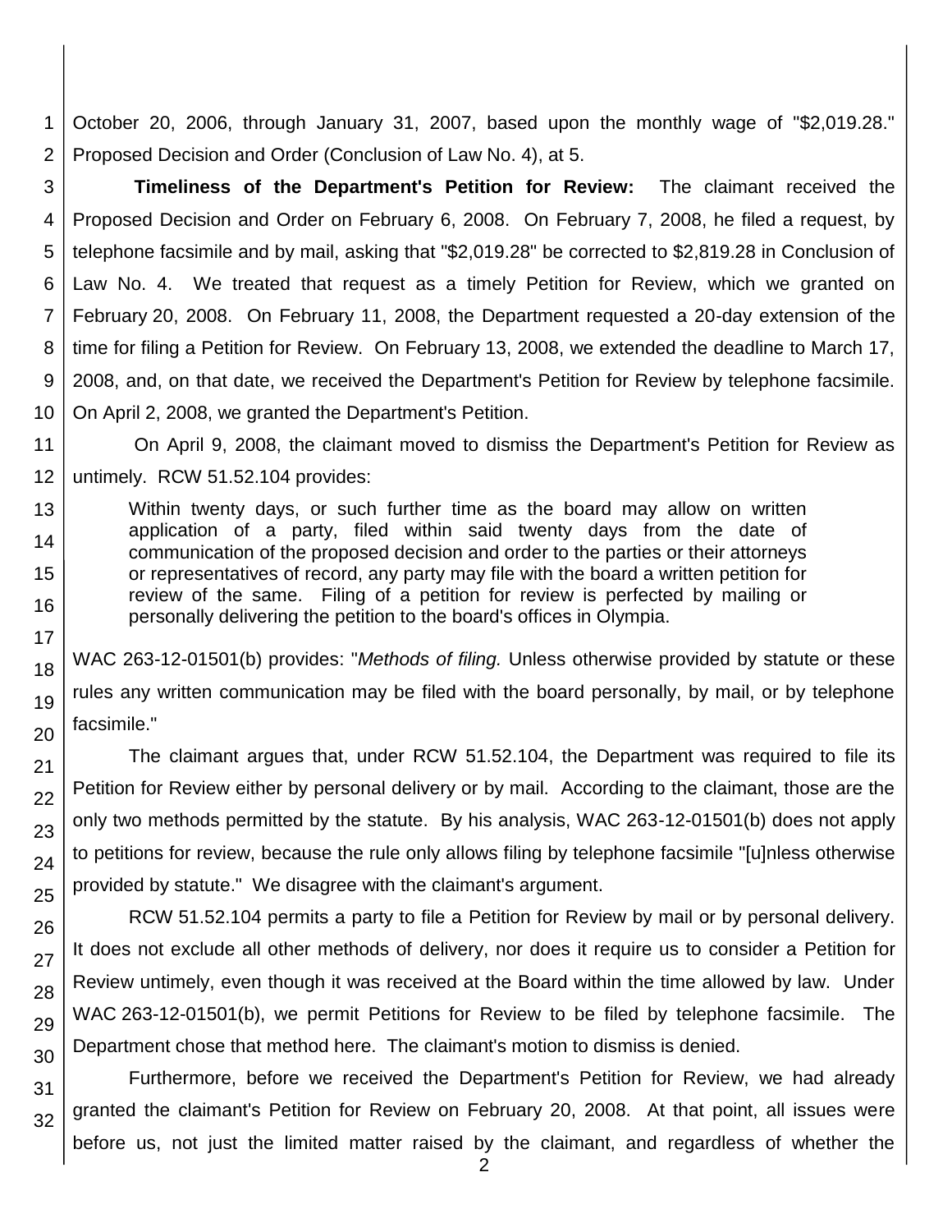October 20, 2006, through January 31, 2007, based upon the monthly wage of "$2,019.28." Proposed Decision and Order (Conclusion of Law No. 4), at 5.

**Timeliness of the Department's Petition for Review:** The claimant received the Proposed Decision and Order on February 6, 2008. On February 7, 2008, he filed a request, by telephone facsimile and by mail, asking that "$2,019.28" be corrected to $2,819.28 in Conclusion of Law No. 4. We treated that request as a timely Petition for Review, which we granted on February 20, 2008. On February 11, 2008, the Department requested a 20-day extension of the time for filing a Petition for Review. On February 13, 2008, we extended the deadline to March 17, 2008, and, on that date, we received the Department's Petition for Review by telephone facsimile. On April 2, 2008, we granted the Department's Petition.

On April 9, 2008, the claimant moved to dismiss the Department's Petition for Review as untimely. RCW 51.52.104 provides:

> Within twenty days, or such further time as the board may allow on written application of a party, filed within said twenty days from the date of communication of the proposed decision and order to the parties or their attorneys or representatives of record, any party may file with the board a written petition for review of the same. Filing of a petition for review is perfected by mailing or personally delivering the petition to the board's offices in Olympia.

WAC 263-12-01501(b) provides: "*Methods of filing.* Unless otherwise provided by statute or these rules any written communication may be filed with the board personally, by mail, or by telephone facsimile."

The claimant argues that, under RCW 51.52.104, the Department was required to file its Petition for Review either by personal delivery or by mail. According to the claimant, those are the only two methods permitted by the statute. By his analysis, WAC 263-12-01501(b) does not apply to petitions for review, because the rule only allows filing by telephone facsimile "[u]nless otherwise provided by statute." We disagree with the claimant's argument.

RCW 51.52.104 permits a party to file a Petition for Review by mail or by personal delivery. It does not exclude all other methods of delivery, nor does it require us to consider a Petition for Review untimely, even though it was received at the Board within the time allowed by law. Under WAC 263-12-01501(b), we permit Petitions for Review to be filed by telephone facsimile. The Department chose that method here. The claimant's motion to dismiss is denied.

Furthermore, before we received the Department's Petition for Review, we had already granted the claimant's Petition for Review on February 20, 2008. At that point, all issues were before us, not just the limited matter raised by the claimant, and regardless of whether the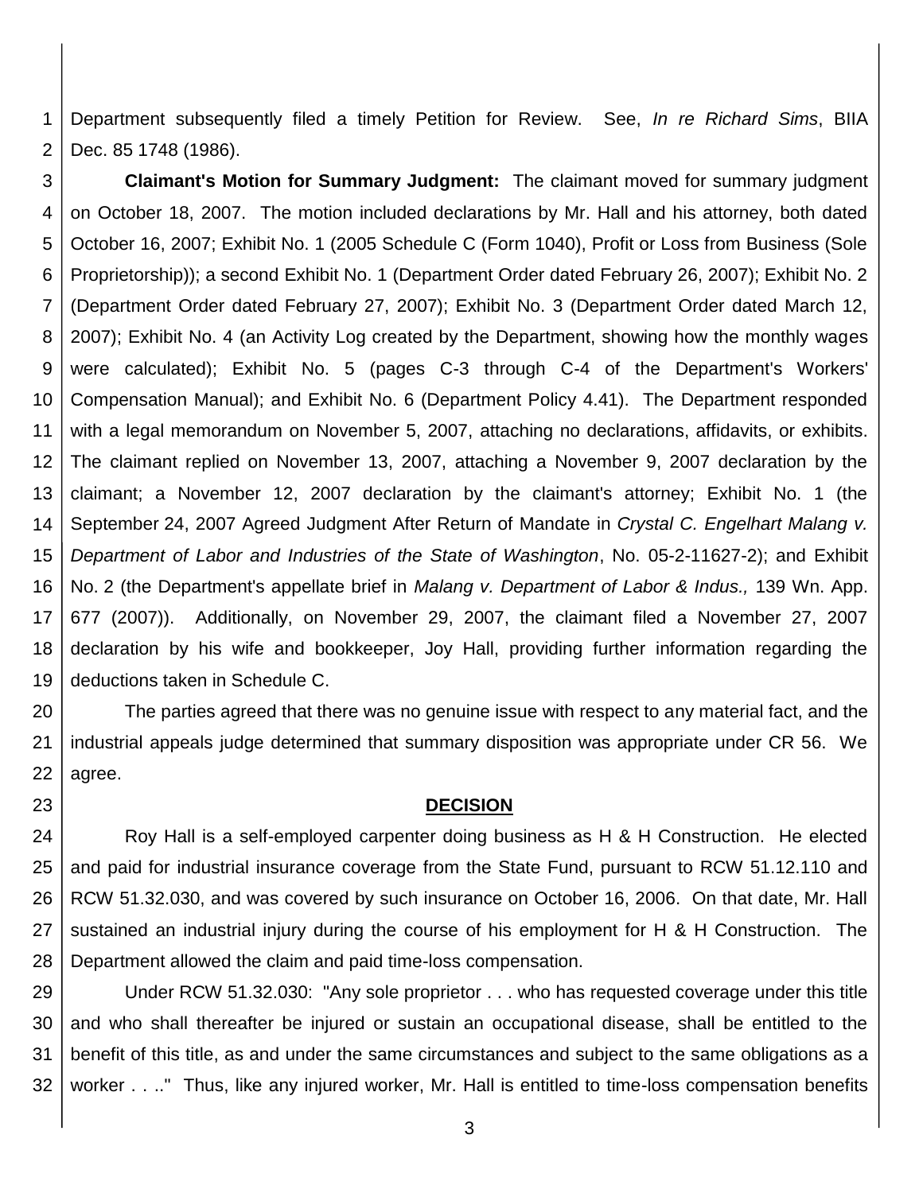Department subsequently filed a timely Petition for Review. See, *In re Richard Sims*, BIIA Dec. 85 1748 (1986).

**Claimant's Motion for Summary Judgment:** The claimant moved for summary judgment on October 18, 2007. The motion included declarations by Mr. Hall and his attorney, both dated October 16, 2007; Exhibit No. 1 (2005 Schedule C (Form 1040), Profit or Loss from Business (Sole Proprietorship)); a second Exhibit No. 1 (Department Order dated February 26, 2007); Exhibit No. 2 (Department Order dated February 27, 2007); Exhibit No. 3 (Department Order dated March 12, 2007); Exhibit No. 4 (an Activity Log created by the Department, showing how the monthly wages were calculated); Exhibit No. 5 (pages C-3 through C-4 of the Department's Workers' Compensation Manual); and Exhibit No. 6 (Department Policy 4.41). The Department responded with a legal memorandum on November 5, 2007, attaching no declarations, affidavits, or exhibits. The claimant replied on November 13, 2007, attaching a November 9, 2007 declaration by the claimant; a November 12, 2007 declaration by the claimant's attorney; Exhibit No. 1 (the September 24, 2007 Agreed Judgment After Return of Mandate in *Crystal C. Engelhart Malang v. Department of Labor and Industries of the State of Washington*, No. 05-2-11627-2); and Exhibit No. 2 (the Department's appellate brief in *Malang v. Department of Labor & Indus.,* 139 Wn. App. 677 (2007)). Additionally, on November 29, 2007, the claimant filed a November 27, 2007 declaration by his wife and bookkeeper, Joy Hall, providing further information regarding the deductions taken in Schedule C.

The parties agreed that there was no genuine issue with respect to any material fact, and the industrial appeals judge determined that summary disposition was appropriate under CR 56. We agree.

## DECISION

Roy Hall is a self-employed carpenter doing business as H & H Construction. He elected and paid for industrial insurance coverage from the State Fund, pursuant to RCW 51.12.110 and RCW 51.32.030, and was covered by such insurance on October 16, 2006. On that date, Mr. Hall sustained an industrial injury during the course of his employment for H & H Construction. The Department allowed the claim and paid time-loss compensation.

Under RCW 51.32.030: "Any sole proprietor . . . who has requested coverage under this title and who shall thereafter be injured or sustain an occupational disease, shall be entitled to the benefit of this title, as and under the same circumstances and subject to the same obligations as a worker . . .." Thus, like any injured worker, Mr. Hall is entitled to time-loss compensation benefits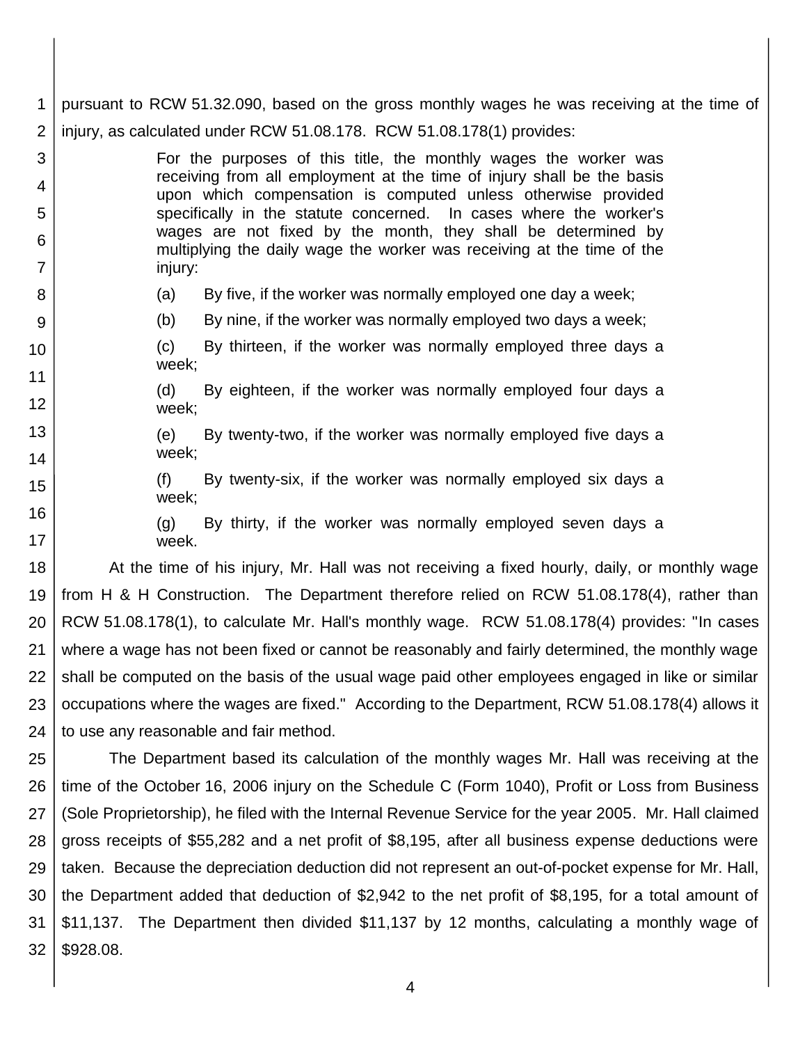pursuant to RCW 51.32.090, based on the gross monthly wages he was receiving at the time of injury, as calculated under RCW 51.08.178. RCW 51.08.178(1) provides:

> For the purposes of this title, the monthly wages the worker was receiving from all employment at the time of injury shall be the basis upon which compensation is computed unless otherwise provided specifically in the statute concerned. In cases where the worker's wages are not fixed by the month, they shall be determined by multiplying the daily wage the worker was receiving at the time of the injury:
>
> (a) By five, if the worker was normally employed one day a week;
>
> (b) By nine, if the worker was normally employed two days a week;
>
> (c) By thirteen, if the worker was normally employed three days a week;
>
> (d) By eighteen, if the worker was normally employed four days a week;
>
> (e) By twenty-two, if the worker was normally employed five days a week;
>
> (f) By twenty-six, if the worker was normally employed six days a week;
>
> (g) By thirty, if the worker was normally employed seven days a week.

At the time of his injury, Mr. Hall was not receiving a fixed hourly, daily, or monthly wage from H & H Construction. The Department therefore relied on RCW 51.08.178(4), rather than RCW 51.08.178(1), to calculate Mr. Hall's monthly wage. RCW 51.08.178(4) provides: "In cases where a wage has not been fixed or cannot be reasonably and fairly determined, the monthly wage shall be computed on the basis of the usual wage paid other employees engaged in like or similar occupations where the wages are fixed." According to the Department, RCW 51.08.178(4) allows it to use any reasonable and fair method.

The Department based its calculation of the monthly wages Mr. Hall was receiving at the time of the October 16, 2006 injury on the Schedule C (Form 1040), Profit or Loss from Business (Sole Proprietorship), he filed with the Internal Revenue Service for the year 2005. Mr. Hall claimed gross receipts of $55,282 and a net profit of $8,195, after all business expense deductions were taken. Because the depreciation deduction did not represent an out-of-pocket expense for Mr. Hall, the Department added that deduction of $2,942 to the net profit of $8,195, for a total amount of $11,137. The Department then divided $11,137 by 12 months, calculating a monthly wage of $928.08.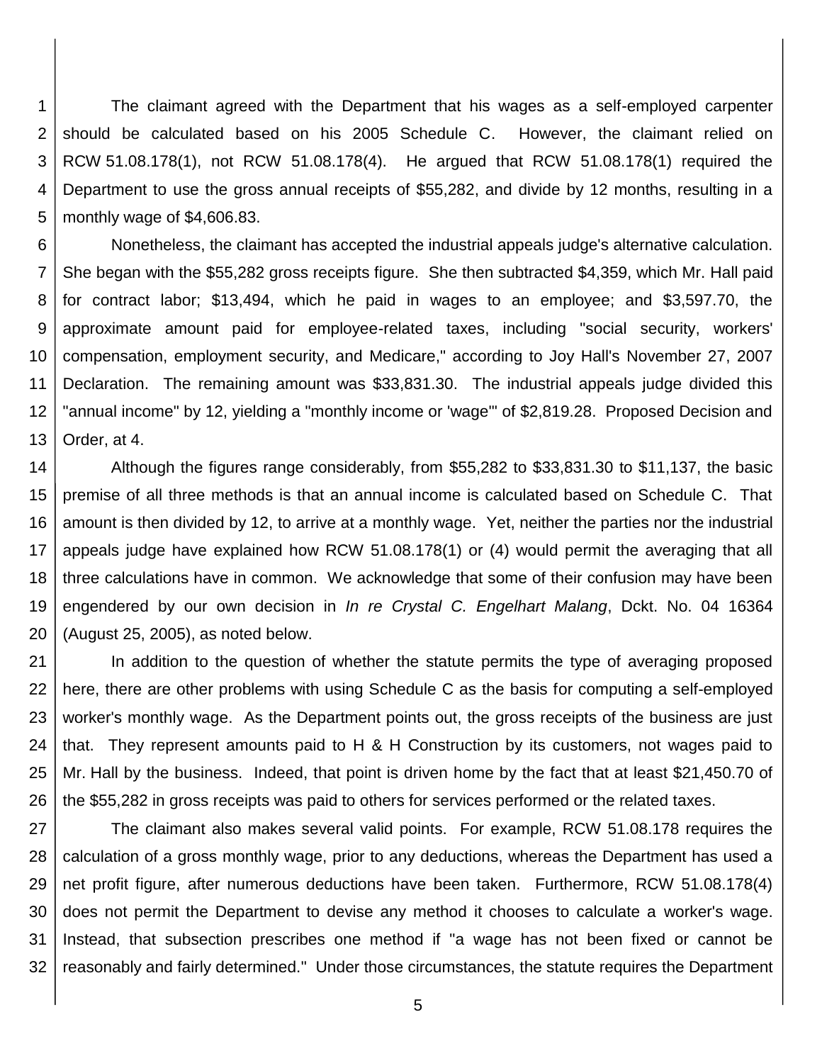The claimant agreed with the Department that his wages as a self-employed carpenter should be calculated based on his 2005 Schedule C. However, the claimant relied on RCW 51.08.178(1), not RCW 51.08.178(4). He argued that RCW 51.08.178(1) required the Department to use the gross annual receipts of $55,282, and divide by 12 months, resulting in a monthly wage of $4,606.83.

Nonetheless, the claimant has accepted the industrial appeals judge's alternative calculation. She began with the $55,282 gross receipts figure. She then subtracted $4,359, which Mr. Hall paid for contract labor; $13,494, which he paid in wages to an employee; and $3,597.70, the approximate amount paid for employee-related taxes, including "social security, workers' compensation, employment security, and Medicare," according to Joy Hall's November 27, 2007 Declaration. The remaining amount was $33,831.30. The industrial appeals judge divided this "annual income" by 12, yielding a "monthly income or 'wage'" of $2,819.28. Proposed Decision and Order, at 4.

Although the figures range considerably, from $55,282 to $33,831.30 to $11,137, the basic premise of all three methods is that an annual income is calculated based on Schedule C. That amount is then divided by 12, to arrive at a monthly wage. Yet, neither the parties nor the industrial appeals judge have explained how RCW 51.08.178(1) or (4) would permit the averaging that all three calculations have in common. We acknowledge that some of their confusion may have been engendered by our own decision in *In re Crystal C. Engelhart Malang*, Dckt. No. 04 16364 (August 25, 2005), as noted below.

In addition to the question of whether the statute permits the type of averaging proposed here, there are other problems with using Schedule C as the basis for computing a self-employed worker's monthly wage. As the Department points out, the gross receipts of the business are just that. They represent amounts paid to H & H Construction by its customers, not wages paid to Mr. Hall by the business. Indeed, that point is driven home by the fact that at least $21,450.70 of the $55,282 in gross receipts was paid to others for services performed or the related taxes.

The claimant also makes several valid points. For example, RCW 51.08.178 requires the calculation of a gross monthly wage, prior to any deductions, whereas the Department has used a net profit figure, after numerous deductions have been taken. Furthermore, RCW 51.08.178(4) does not permit the Department to devise any method it chooses to calculate a worker's wage. Instead, that subsection prescribes one method if "a wage has not been fixed or cannot be reasonably and fairly determined." Under those circumstances, the statute requires the Department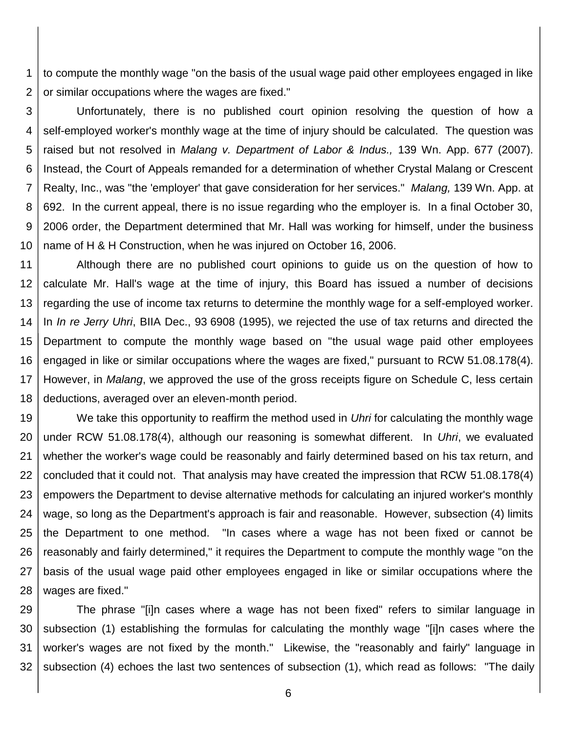to compute the monthly wage "on the basis of the usual wage paid other employees engaged in like or similar occupations where the wages are fixed."

Unfortunately, there is no published court opinion resolving the question of how a self-employed worker's monthly wage at the time of injury should be calculated. The question was raised but not resolved in *Malang v. Department of Labor & Indus.,* 139 Wn. App. 677 (2007). Instead, the Court of Appeals remanded for a determination of whether Crystal Malang or Crescent Realty, Inc., was "the 'employer' that gave consideration for her services." *Malang,* 139 Wn. App. at 692. In the current appeal, there is no issue regarding who the employer is. In a final October 30, 2006 order, the Department determined that Mr. Hall was working for himself, under the business name of H & H Construction, when he was injured on October 16, 2006.

Although there are no published court opinions to guide us on the question of how to calculate Mr. Hall's wage at the time of injury, this Board has issued a number of decisions regarding the use of income tax returns to determine the monthly wage for a self-employed worker. In *In re Jerry Uhri*, BIIA Dec., 93 6908 (1995), we rejected the use of tax returns and directed the Department to compute the monthly wage based on "the usual wage paid other employees engaged in like or similar occupations where the wages are fixed," pursuant to RCW 51.08.178(4). However, in *Malang*, we approved the use of the gross receipts figure on Schedule C, less certain deductions, averaged over an eleven-month period.

We take this opportunity to reaffirm the method used in *Uhri* for calculating the monthly wage under RCW 51.08.178(4), although our reasoning is somewhat different. In *Uhri*, we evaluated whether the worker's wage could be reasonably and fairly determined based on his tax return, and concluded that it could not. That analysis may have created the impression that RCW 51.08.178(4) empowers the Department to devise alternative methods for calculating an injured worker's monthly wage, so long as the Department's approach is fair and reasonable. However, subsection (4) limits the Department to one method. "In cases where a wage has not been fixed or cannot be reasonably and fairly determined," it requires the Department to compute the monthly wage "on the basis of the usual wage paid other employees engaged in like or similar occupations where the wages are fixed."

The phrase "[i]n cases where a wage has not been fixed" refers to similar language in subsection (1) establishing the formulas for calculating the monthly wage "[i]n cases where the worker's wages are not fixed by the month." Likewise, the "reasonably and fairly" language in subsection (4) echoes the last two sentences of subsection (1), which read as follows: "The daily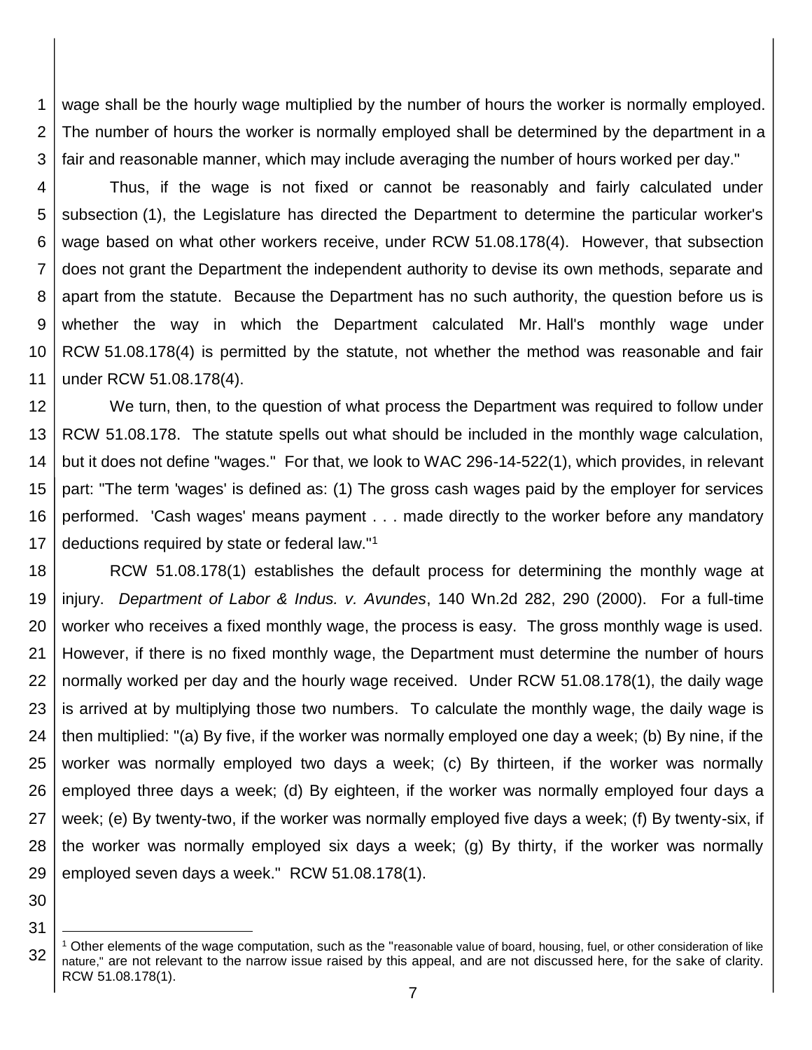wage shall be the hourly wage multiplied by the number of hours the worker is normally employed. The number of hours the worker is normally employed shall be determined by the department in a fair and reasonable manner, which may include averaging the number of hours worked per day."

Thus, if the wage is not fixed or cannot be reasonably and fairly calculated under subsection (1), the Legislature has directed the Department to determine the particular worker's wage based on what other workers receive, under RCW 51.08.178(4). However, that subsection does not grant the Department the independent authority to devise its own methods, separate and apart from the statute. Because the Department has no such authority, the question before us is whether the way in which the Department calculated Mr. Hall's monthly wage under RCW 51.08.178(4) is permitted by the statute, not whether the method was reasonable and fair under RCW 51.08.178(4).

We turn, then, to the question of what process the Department was required to follow under RCW 51.08.178. The statute spells out what should be included in the monthly wage calculation, but it does not define "wages." For that, we look to WAC 296-14-522(1), which provides, in relevant part: "The term 'wages' is defined as: (1) The gross cash wages paid by the employer for services performed. 'Cash wages' means payment . . . made directly to the worker before any mandatory deductions required by state or federal law."[1]

RCW 51.08.178(1) establishes the default process for determining the monthly wage at injury. *Department of Labor & Indus. v. Avundes*, 140 Wn.2d 282, 290 (2000). For a full-time worker who receives a fixed monthly wage, the process is easy. The gross monthly wage is used. However, if there is no fixed monthly wage, the Department must determine the number of hours normally worked per day and the hourly wage received. Under RCW 51.08.178(1), the daily wage is arrived at by multiplying those two numbers. To calculate the monthly wage, the daily wage is then multiplied: "(a) By five, if the worker was normally employed one day a week; (b) By nine, if the worker was normally employed two days a week; (c) By thirteen, if the worker was normally employed three days a week; (d) By eighteen, if the worker was normally employed four days a week; (e) By twenty-two, if the worker was normally employed five days a week; (f) By twenty-six, if the worker was normally employed six days a week; (g) By thirty, if the worker was normally employed seven days a week." RCW 51.08.178(1).

---

[1] Other elements of the wage computation, such as the "reasonable value of board, housing, fuel, or other consideration of like nature," are not relevant to the narrow issue raised by this appeal, and are not discussed here, for the sake of clarity. RCW 51.08.178(1).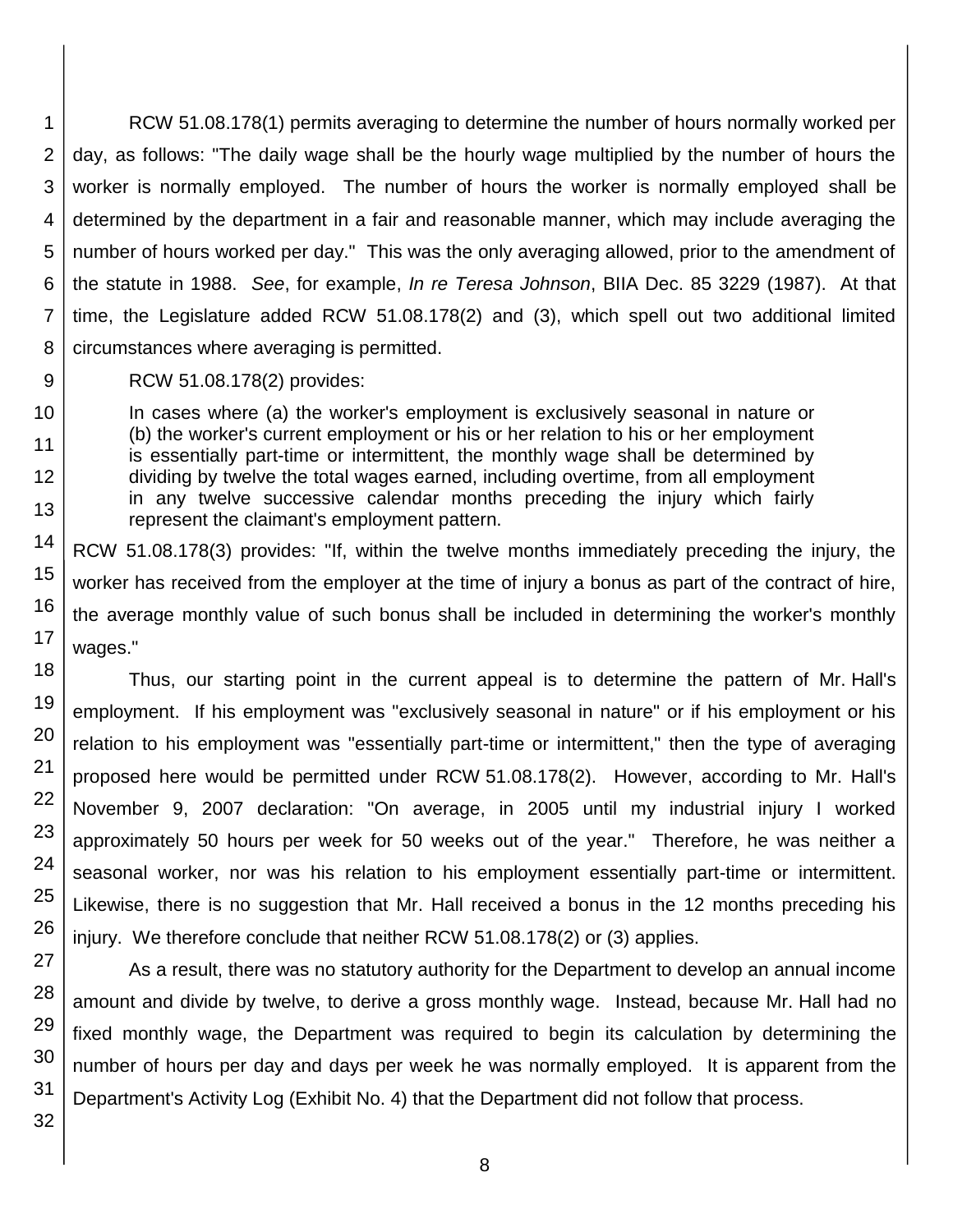RCW 51.08.178(1) permits averaging to determine the number of hours normally worked per day, as follows: "The daily wage shall be the hourly wage multiplied by the number of hours the worker is normally employed. The number of hours the worker is normally employed shall be determined by the department in a fair and reasonable manner, which may include averaging the number of hours worked per day." This was the only averaging allowed, prior to the amendment of the statute in 1988. *See*, for example, *In re Teresa Johnson*, BIIA Dec. 85 3229 (1987). At that time, the Legislature added RCW 51.08.178(2) and (3), which spell out two additional limited circumstances where averaging is permitted.

RCW 51.08.178(2) provides:

> In cases where (a) the worker's employment is exclusively seasonal in nature or (b) the worker's current employment or his or her relation to his or her employment is essentially part-time or intermittent, the monthly wage shall be determined by dividing by twelve the total wages earned, including overtime, from all employment in any twelve successive calendar months preceding the injury which fairly represent the claimant's employment pattern.

RCW 51.08.178(3) provides: "If, within the twelve months immediately preceding the injury, the worker has received from the employer at the time of injury a bonus as part of the contract of hire, the average monthly value of such bonus shall be included in determining the worker's monthly wages."

Thus, our starting point in the current appeal is to determine the pattern of Mr. Hall's employment. If his employment was "exclusively seasonal in nature" or if his employment or his relation to his employment was "essentially part-time or intermittent," then the type of averaging proposed here would be permitted under RCW 51.08.178(2). However, according to Mr. Hall's November 9, 2007 declaration: "On average, in 2005 until my industrial injury I worked approximately 50 hours per week for 50 weeks out of the year." Therefore, he was neither a seasonal worker, nor was his relation to his employment essentially part-time or intermittent. Likewise, there is no suggestion that Mr. Hall received a bonus in the 12 months preceding his injury. We therefore conclude that neither RCW 51.08.178(2) or (3) applies.

As a result, there was no statutory authority for the Department to develop an annual income amount and divide by twelve, to derive a gross monthly wage. Instead, because Mr. Hall had no fixed monthly wage, the Department was required to begin its calculation by determining the number of hours per day and days per week he was normally employed. It is apparent from the Department's Activity Log (Exhibit No. 4) that the Department did not follow that process.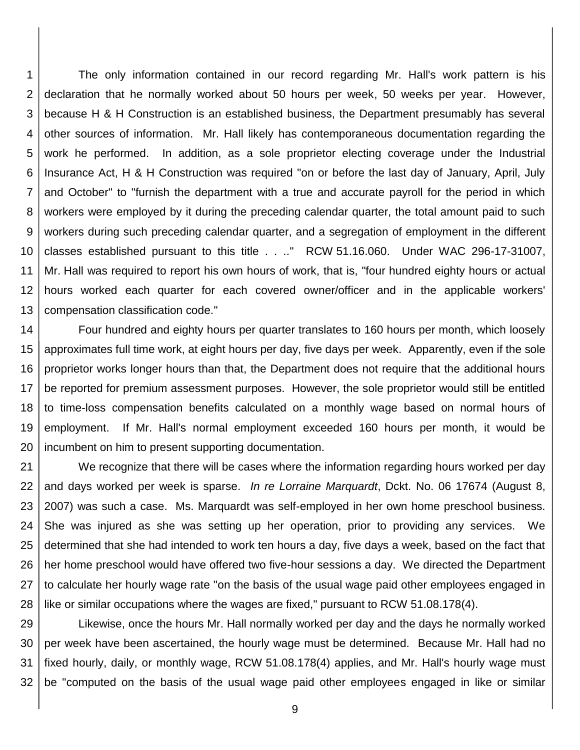The only information contained in our record regarding Mr. Hall's work pattern is his declaration that he normally worked about 50 hours per week, 50 weeks per year. However, because H & H Construction is an established business, the Department presumably has several other sources of information. Mr. Hall likely has contemporaneous documentation regarding the work he performed. In addition, as a sole proprietor electing coverage under the Industrial Insurance Act, H & H Construction was required "on or before the last day of January, April, July and October" to "furnish the department with a true and accurate payroll for the period in which workers were employed by it during the preceding calendar quarter, the total amount paid to such workers during such preceding calendar quarter, and a segregation of employment in the different classes established pursuant to this title . . .." RCW 51.16.060. Under WAC 296-17-31007, Mr. Hall was required to report his own hours of work, that is, "four hundred eighty hours or actual hours worked each quarter for each covered owner/officer and in the applicable workers' compensation classification code."

Four hundred and eighty hours per quarter translates to 160 hours per month, which loosely approximates full time work, at eight hours per day, five days per week. Apparently, even if the sole proprietor works longer hours than that, the Department does not require that the additional hours be reported for premium assessment purposes. However, the sole proprietor would still be entitled to time-loss compensation benefits calculated on a monthly wage based on normal hours of employment. If Mr. Hall's normal employment exceeded 160 hours per month, it would be incumbent on him to present supporting documentation.

We recognize that there will be cases where the information regarding hours worked per day and days worked per week is sparse. *In re Lorraine Marquardt*, Dckt. No. 06 17674 (August 8, 2007) was such a case. Ms. Marquardt was self-employed in her own home preschool business. She was injured as she was setting up her operation, prior to providing any services. We determined that she had intended to work ten hours a day, five days a week, based on the fact that her home preschool would have offered two five-hour sessions a day. We directed the Department to calculate her hourly wage rate "on the basis of the usual wage paid other employees engaged in like or similar occupations where the wages are fixed," pursuant to RCW 51.08.178(4).

Likewise, once the hours Mr. Hall normally worked per day and the days he normally worked per week have been ascertained, the hourly wage must be determined. Because Mr. Hall had no fixed hourly, daily, or monthly wage, RCW 51.08.178(4) applies, and Mr. Hall's hourly wage must be "computed on the basis of the usual wage paid other employees engaged in like or similar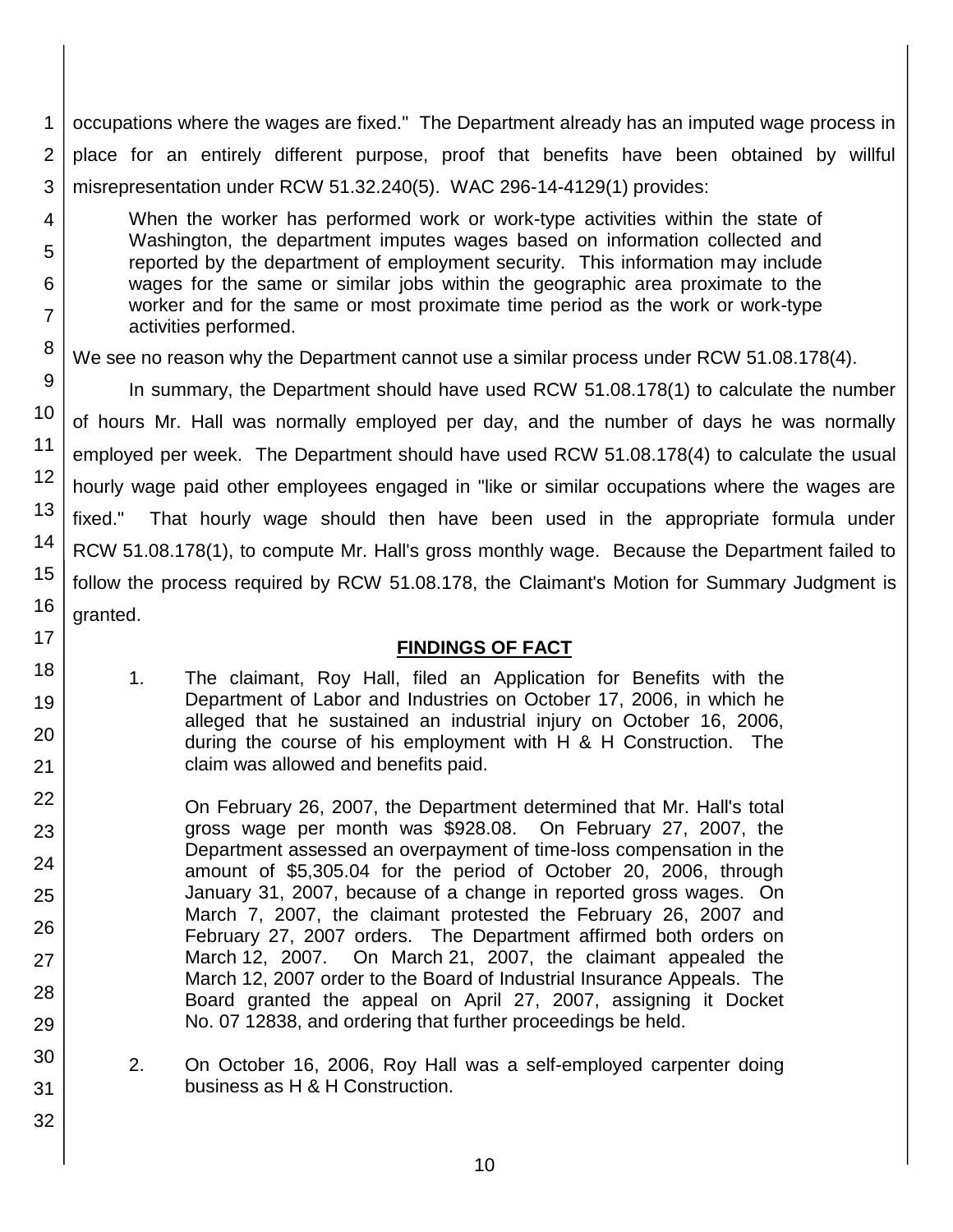occupations where the wages are fixed." The Department already has an imputed wage process in place for an entirely different purpose, proof that benefits have been obtained by willful misrepresentation under RCW 51.32.240(5). WAC 296-14-4129(1) provides:

> When the worker has performed work or work-type activities within the state of Washington, the department imputes wages based on information collected and reported by the department of employment security. This information may include wages for the same or similar jobs within the geographic area proximate to the worker and for the same or most proximate time period as the work or work-type activities performed.

We see no reason why the Department cannot use a similar process under RCW 51.08.178(4).

In summary, the Department should have used RCW 51.08.178(1) to calculate the number of hours Mr. Hall was normally employed per day, and the number of days he was normally employed per week. The Department should have used RCW 51.08.178(4) to calculate the usual hourly wage paid other employees engaged in "like or similar occupations where the wages are fixed." That hourly wage should then have been used in the appropriate formula under RCW 51.08.178(1), to compute Mr. Hall's gross monthly wage. Because the Department failed to follow the process required by RCW 51.08.178, the Claimant's Motion for Summary Judgment is granted.

## FINDINGS OF FACT

1. The claimant, Roy Hall, filed an Application for Benefits with the Department of Labor and Industries on October 17, 2006, in which he alleged that he sustained an industrial injury on October 16, 2006, during the course of his employment with H & H Construction. The claim was allowed and benefits paid.

   On February 26, 2007, the Department determined that Mr. Hall's total gross wage per month was $928.08. On February 27, 2007, the Department assessed an overpayment of time-loss compensation in the amount of $5,305.04 for the period of October 20, 2006, through January 31, 2007, because of a change in reported gross wages. On March 7, 2007, the claimant protested the February 26, 2007 and February 27, 2007 orders. The Department affirmed both orders on March 12, 2007. On March 21, 2007, the claimant appealed the March 12, 2007 order to the Board of Industrial Insurance Appeals. The Board granted the appeal on April 27, 2007, assigning it Docket No. 07 12838, and ordering that further proceedings be held.

2. On October 16, 2006, Roy Hall was a self-employed carpenter doing business as H & H Construction.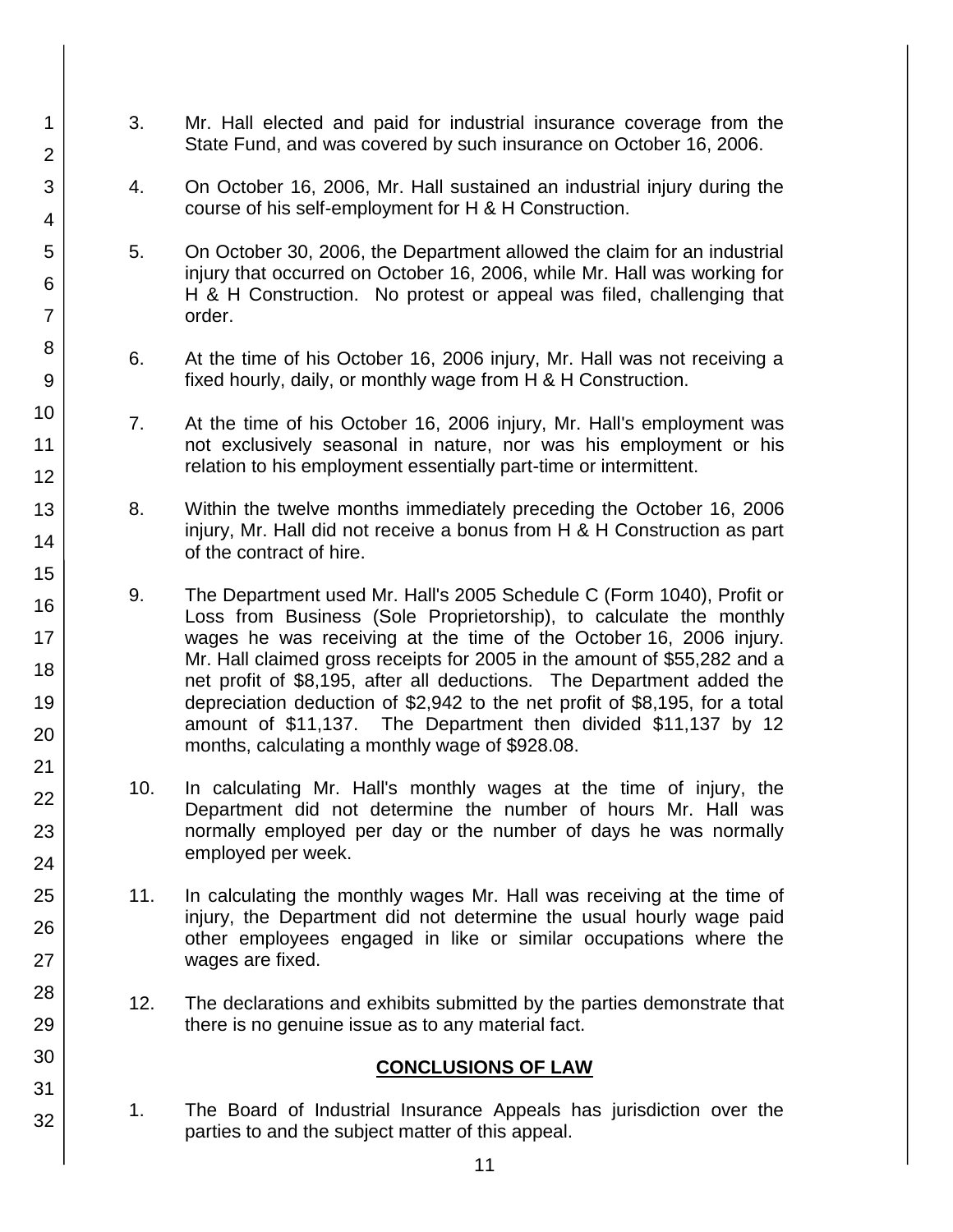3. Mr. Hall elected and paid for industrial insurance coverage from the State Fund, and was covered by such insurance on October 16, 2006.

4. On October 16, 2006, Mr. Hall sustained an industrial injury during the course of his self-employment for H & H Construction.

5. On October 30, 2006, the Department allowed the claim for an industrial injury that occurred on October 16, 2006, while Mr. Hall was working for H & H Construction. No protest or appeal was filed, challenging that order.

6. At the time of his October 16, 2006 injury, Mr. Hall was not receiving a fixed hourly, daily, or monthly wage from H & H Construction.

7. At the time of his October 16, 2006 injury, Mr. Hall's employment was not exclusively seasonal in nature, nor was his employment or his relation to his employment essentially part-time or intermittent.

8. Within the twelve months immediately preceding the October 16, 2006 injury, Mr. Hall did not receive a bonus from H & H Construction as part of the contract of hire.

9. The Department used Mr. Hall's 2005 Schedule C (Form 1040), Profit or Loss from Business (Sole Proprietorship), to calculate the monthly wages he was receiving at the time of the October 16, 2006 injury. Mr. Hall claimed gross receipts for 2005 in the amount of $55,282 and a net profit of $8,195, after all deductions. The Department added the depreciation deduction of $2,942 to the net profit of $8,195, for a total amount of $11,137. The Department then divided $11,137 by 12 months, calculating a monthly wage of $928.08.

10. In calculating Mr. Hall's monthly wages at the time of injury, the Department did not determine the number of hours Mr. Hall was normally employed per day or the number of days he was normally employed per week.

11. In calculating the monthly wages Mr. Hall was receiving at the time of injury, the Department did not determine the usual hourly wage paid other employees engaged in like or similar occupations where the wages are fixed.

12. The declarations and exhibits submitted by the parties demonstrate that there is no genuine issue as to any material fact.

## CONCLUSIONS OF LAW

1. The Board of Industrial Insurance Appeals has jurisdiction over the parties to and the subject matter of this appeal.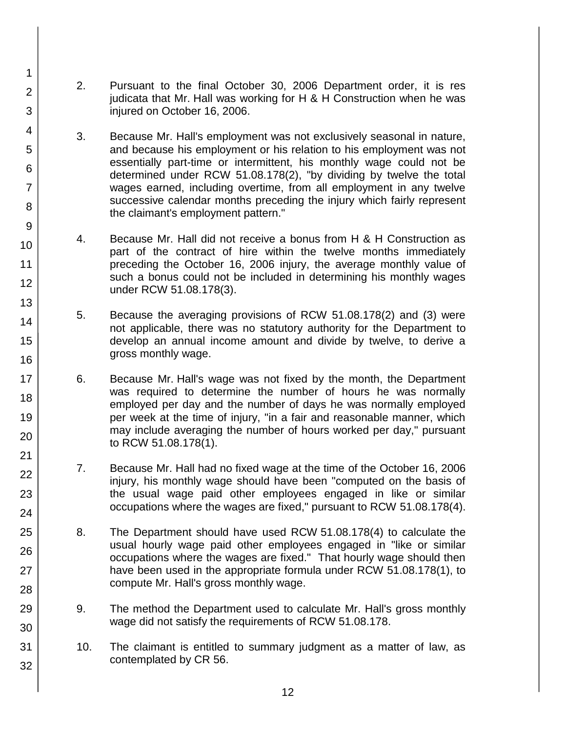2. Pursuant to the final October 30, 2006 Department order, it is res judicata that Mr. Hall was working for H & H Construction when he was injured on October 16, 2006.

3. Because Mr. Hall's employment was not exclusively seasonal in nature, and because his employment or his relation to his employment was not essentially part-time or intermittent, his monthly wage could not be determined under RCW 51.08.178(2), "by dividing by twelve the total wages earned, including overtime, from all employment in any twelve successive calendar months preceding the injury which fairly represent the claimant's employment pattern."

4. Because Mr. Hall did not receive a bonus from H & H Construction as part of the contract of hire within the twelve months immediately preceding the October 16, 2006 injury, the average monthly value of such a bonus could not be included in determining his monthly wages under RCW 51.08.178(3).

5. Because the averaging provisions of RCW 51.08.178(2) and (3) were not applicable, there was no statutory authority for the Department to develop an annual income amount and divide by twelve, to derive a gross monthly wage.

6. Because Mr. Hall's wage was not fixed by the month, the Department was required to determine the number of hours he was normally employed per day and the number of days he was normally employed per week at the time of injury, "in a fair and reasonable manner, which may include averaging the number of hours worked per day," pursuant to RCW 51.08.178(1).

7. Because Mr. Hall had no fixed wage at the time of the October 16, 2006 injury, his monthly wage should have been "computed on the basis of the usual wage paid other employees engaged in like or similar occupations where the wages are fixed," pursuant to RCW 51.08.178(4).

8. The Department should have used RCW 51.08.178(4) to calculate the usual hourly wage paid other employees engaged in "like or similar occupations where the wages are fixed." That hourly wage should then have been used in the appropriate formula under RCW 51.08.178(1), to compute Mr. Hall's gross monthly wage.

9. The method the Department used to calculate Mr. Hall's gross monthly wage did not satisfy the requirements of RCW 51.08.178.

10. The claimant is entitled to summary judgment as a matter of law, as contemplated by CR 56.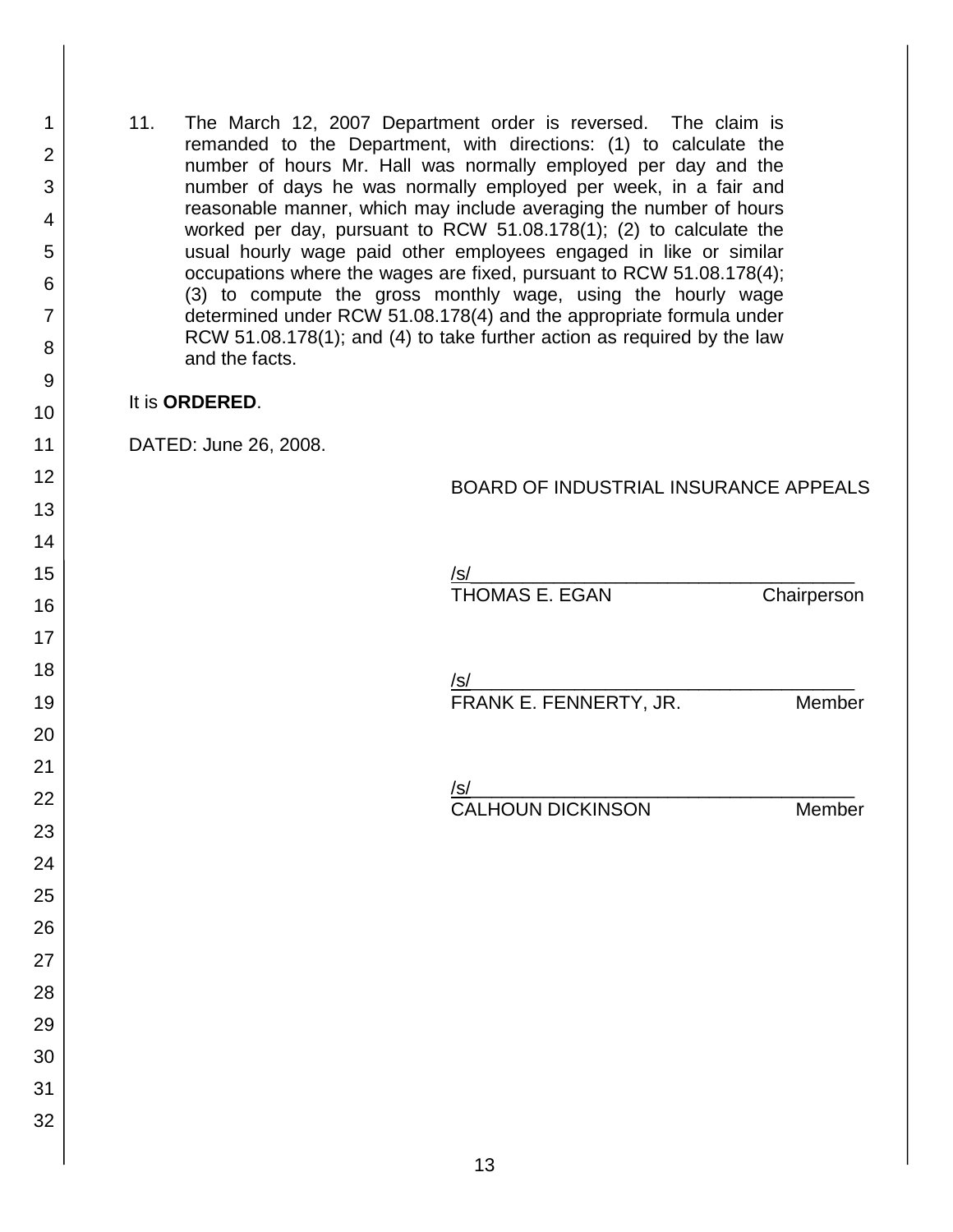11. The March 12, 2007 Department order is reversed. The claim is remanded to the Department, with directions: (1) to calculate the number of hours Mr. Hall was normally employed per day and the number of days he was normally employed per week, in a fair and reasonable manner, which may include averaging the number of hours worked per day, pursuant to RCW 51.08.178(1); (2) to calculate the usual hourly wage paid other employees engaged in like or similar occupations where the wages are fixed, pursuant to RCW 51.08.178(4); (3) to compute the gross monthly wage, using the hourly wage determined under RCW 51.08.178(4) and the appropriate formula under RCW 51.08.178(1); and (4) to take further action as required by the law and the facts.

It is **ORDERED**.

DATED: June 26, 2008.

BOARD OF INDUSTRIAL INSURANCE APPEALS

/s/
THOMAS E. EGAN Chairperson

/s/
FRANK E. FENNERTY, JR. Member

/s/
CALHOUN DICKINSON Member